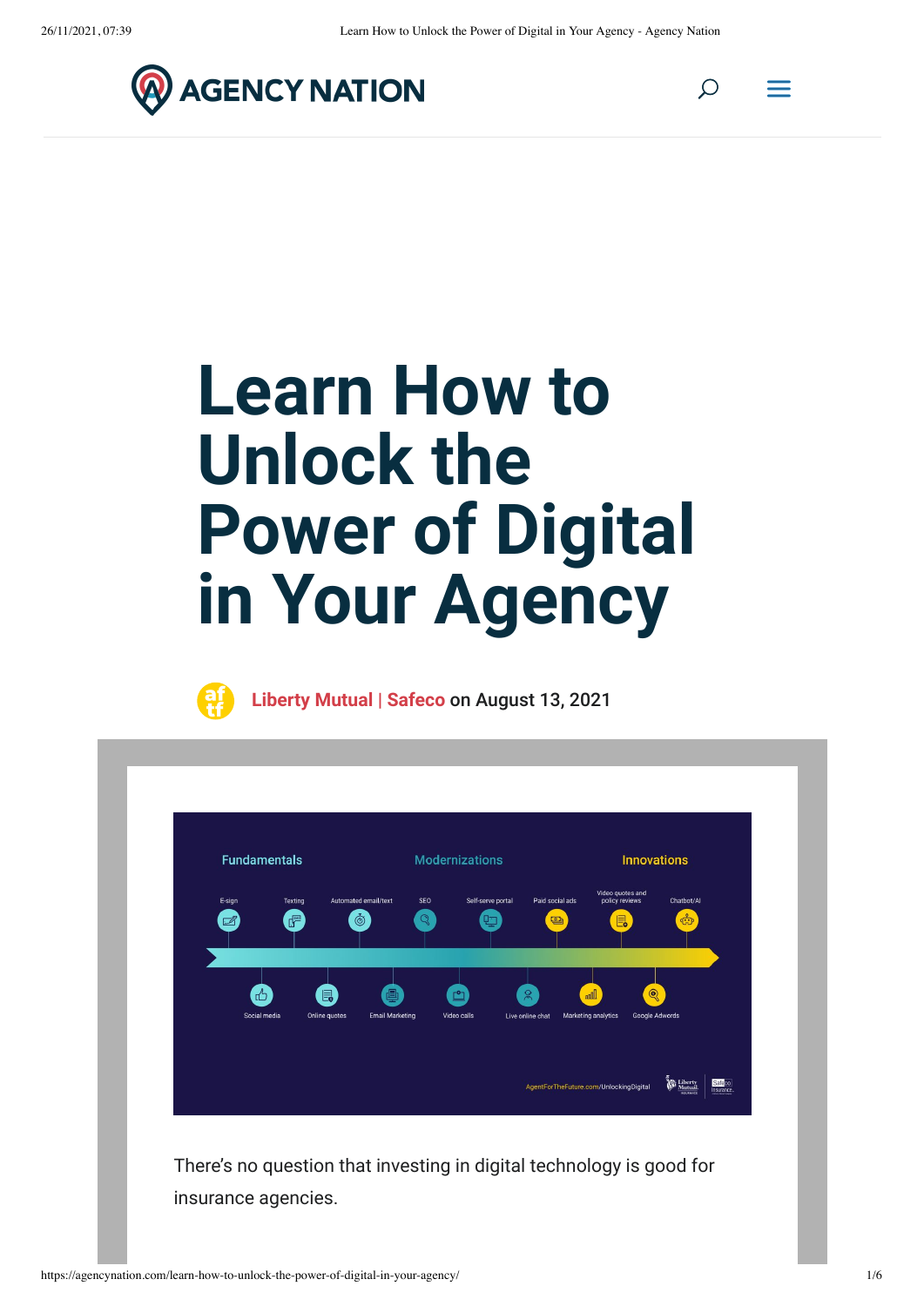# Learn How to Unlock the Power of Digital in Your Agency

**Liberty Mutual | Safeco** on August 13, 2021

Fundamentals

Modernizations

Innovations

E-sign

Texting

Automated email/text

SEO

Self-serve portal

Paid social ads

Video quotes and policy reviews

Chatbot/AI

Social media

Online quotes

Email Marketing

Video calls

Live online chat

Marketing analytics

Google Adwords

AgentForTheFuture.com/UnlockingDigital

There's no question that investing in digital technology is good for insurance agencies.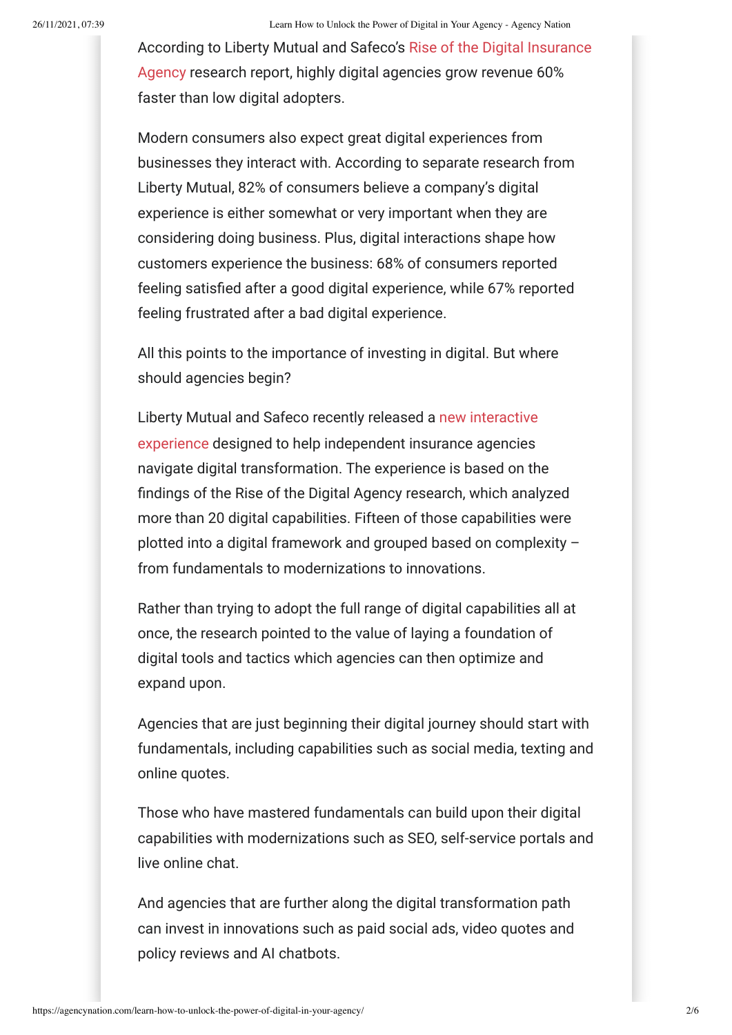According to Liberty Mutual and Safeco's Rise of the Digital Insurance Agency research report, highly digital agencies grow revenue 60% faster than low digital adopters.

Modern consumers also expect great digital experiences from businesses they interact with. According to separate research from Liberty Mutual, 82% of consumers believe a company's digital experience is either somewhat or very important when they are considering doing business. Plus, digital interactions shape how customers experience the business: 68% of consumers reported feeling satisfied after a good digital experience, while 67% reported feeling frustrated after a bad digital experience.

All this points to the importance of investing in digital. But where should agencies begin?

Liberty Mutual and Safeco recently released a new interactive experience designed to help independent insurance agencies navigate digital transformation. The experience is based on the findings of the Rise of the Digital Agency research, which analyzed more than 20 digital capabilities. Fifteen of those capabilities were plotted into a digital framework and grouped based on complexity – from fundamentals to modernizations to innovations.

Rather than trying to adopt the full range of digital capabilities all at once, the research pointed to the value of laying a foundation of digital tools and tactics which agencies can then optimize and expand upon.

Agencies that are just beginning their digital journey should start with fundamentals, including capabilities such as social media, texting and online quotes.

Those who have mastered fundamentals can build upon their digital capabilities with modernizations such as SEO, self-service portals and live online chat.

And agencies that are further along the digital transformation path can invest in innovations such as paid social ads, video quotes and policy reviews and AI chatbots.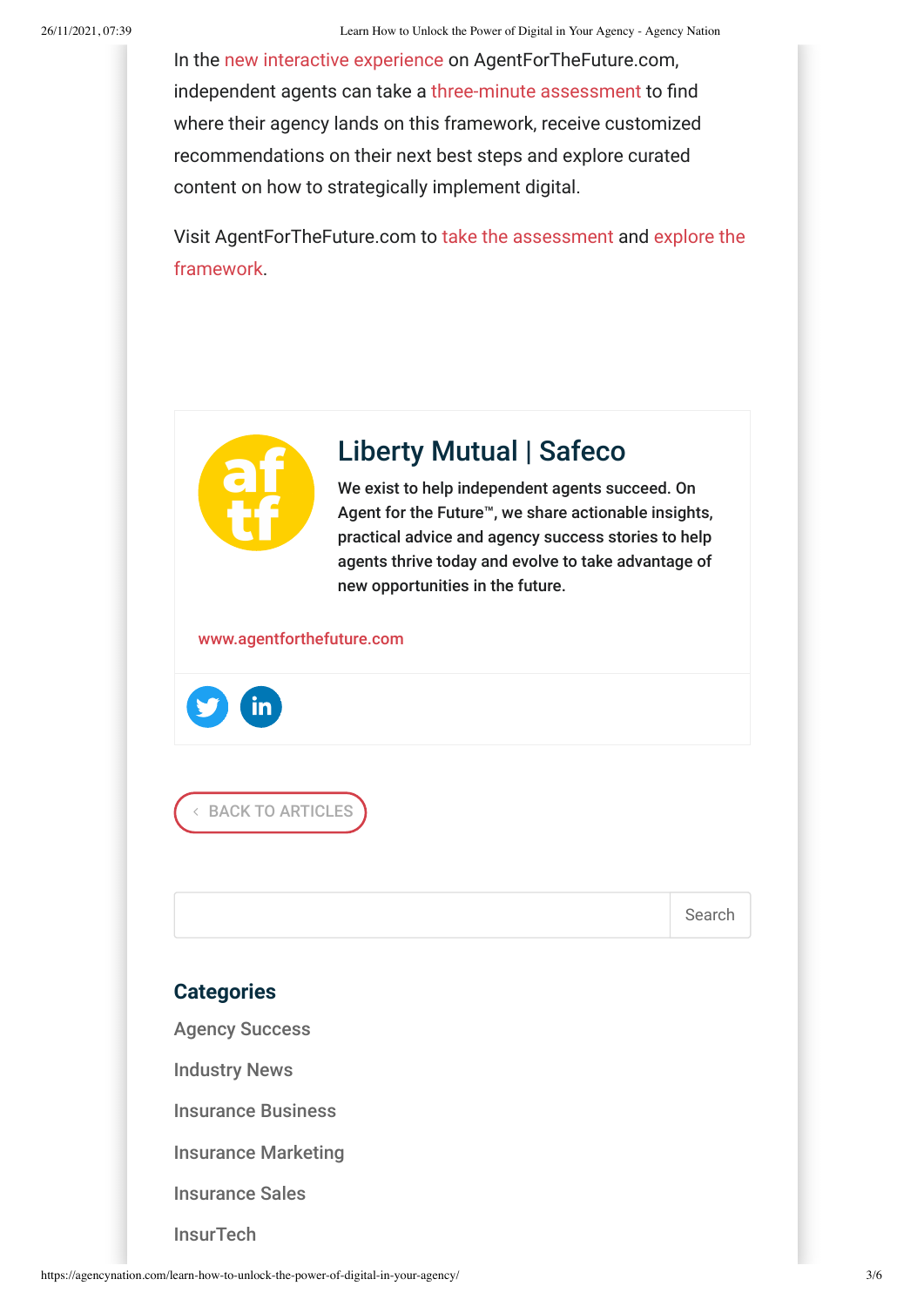In the new interactive experience on AgentForTheFuture.com, independent agents can take a three-minute assessment to find where their agency lands on this framework, receive customized recommendations on their next best steps and explore curated content on how to strategically implement digital.

Visit AgentForTheFuture.com to take the assessment and explore the framework.

## Liberty Mutual | Safeco

**We exist to help independent agents succeed. On Agent for the Future™, we share actionable insights, practical advice and agency success stories to help agents thrive today and evolve to take advantage of new opportunities in the future.**

www.agentforthefuture.com

‹ BACK TO ARTICLES

Search

### Categories

Agency Success

Industry News

Insurance Business

Insurance Marketing

Insurance Sales

InsurTech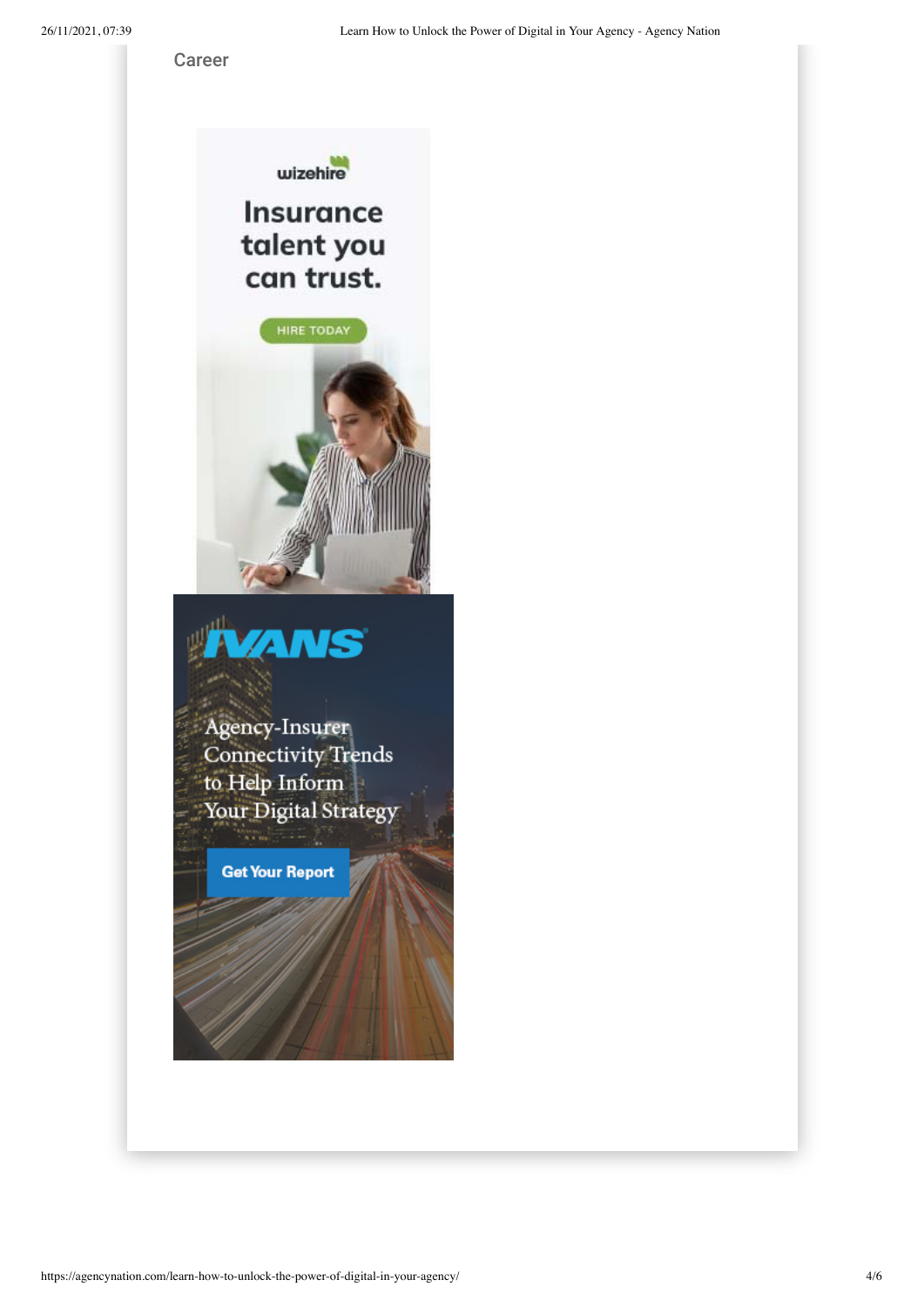Career

wizehire

Insurance talent you can trust.

HIRE TODAY

IVANS

Agency-Insurer Connectivity Trends to Help Inform Your Digital Strategy

Get Your Report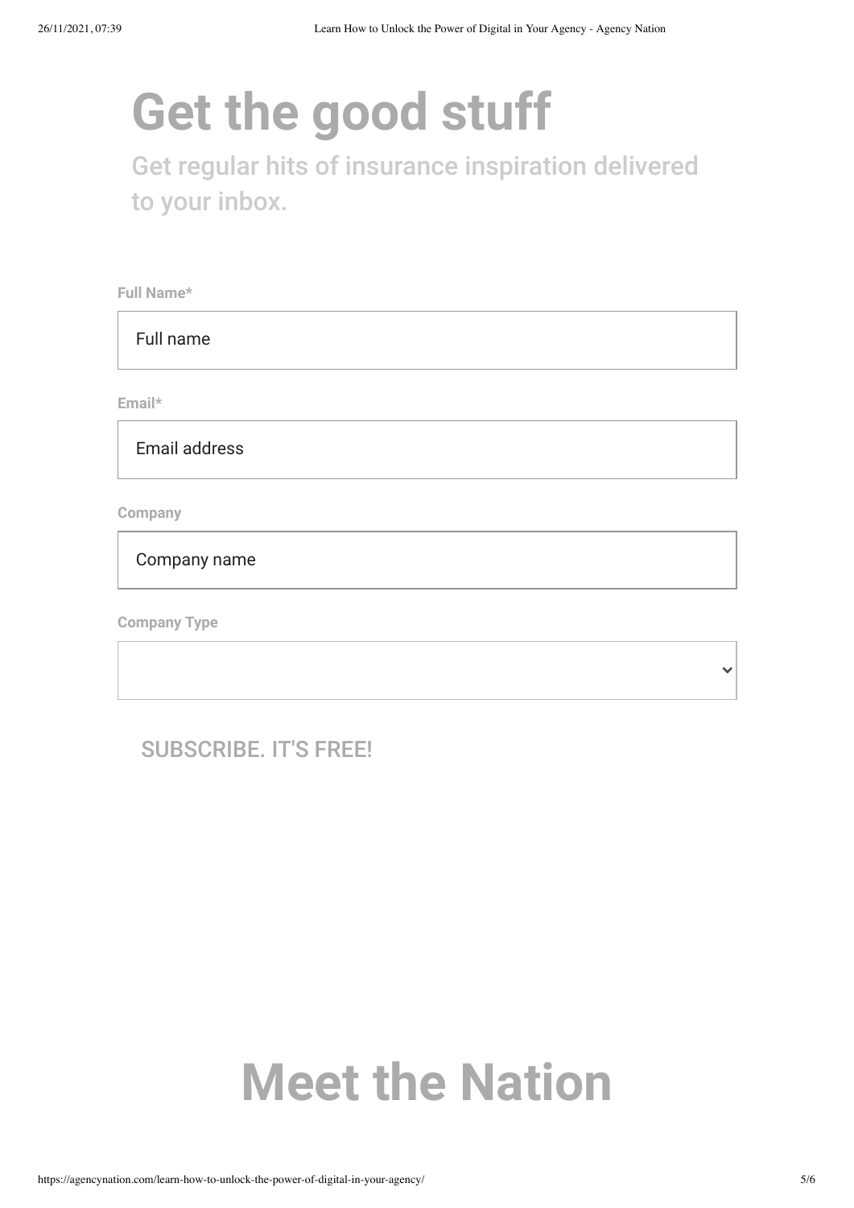# Get the good stuff

## Get regular hits of insurance inspiration delivered to your inbox.

**Full Name***

Full name

**Email***

Email address

**Company**

Company name

**Company Type**

SUBSCRIBE. IT'S FREE!

# Meet the Nation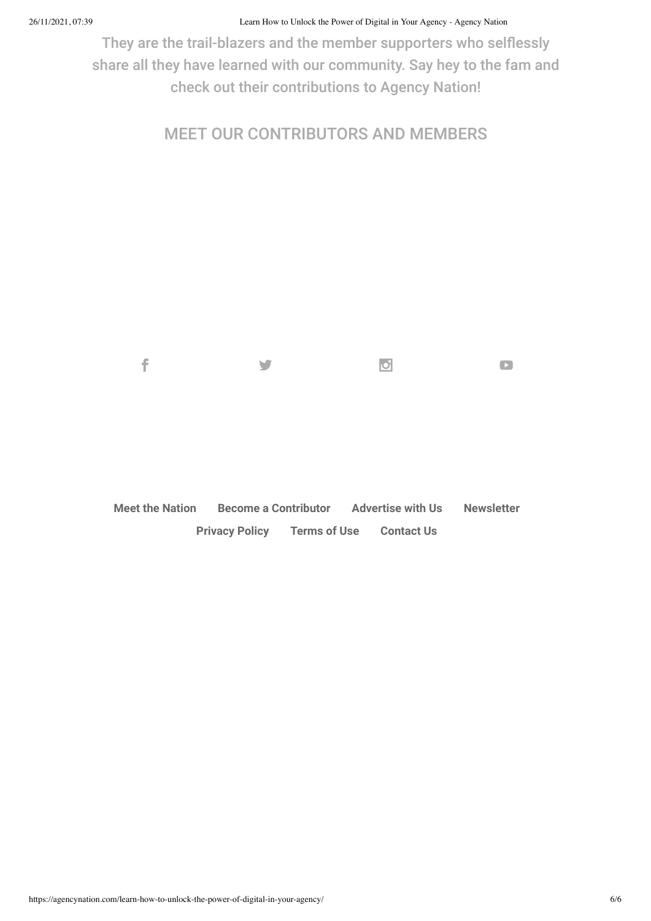They are the trail-blazers and the member supporters who selflessly share all they have learned with our community. Say hey to the fam and check out their contributions to Agency Nation!

MEET OUR CONTRIBUTORS AND MEMBERS

**Meet the Nation** **Become a Contributor** **Advertise with Us** **Newsletter**
**Privacy Policy** **Terms of Use** **Contact Us**